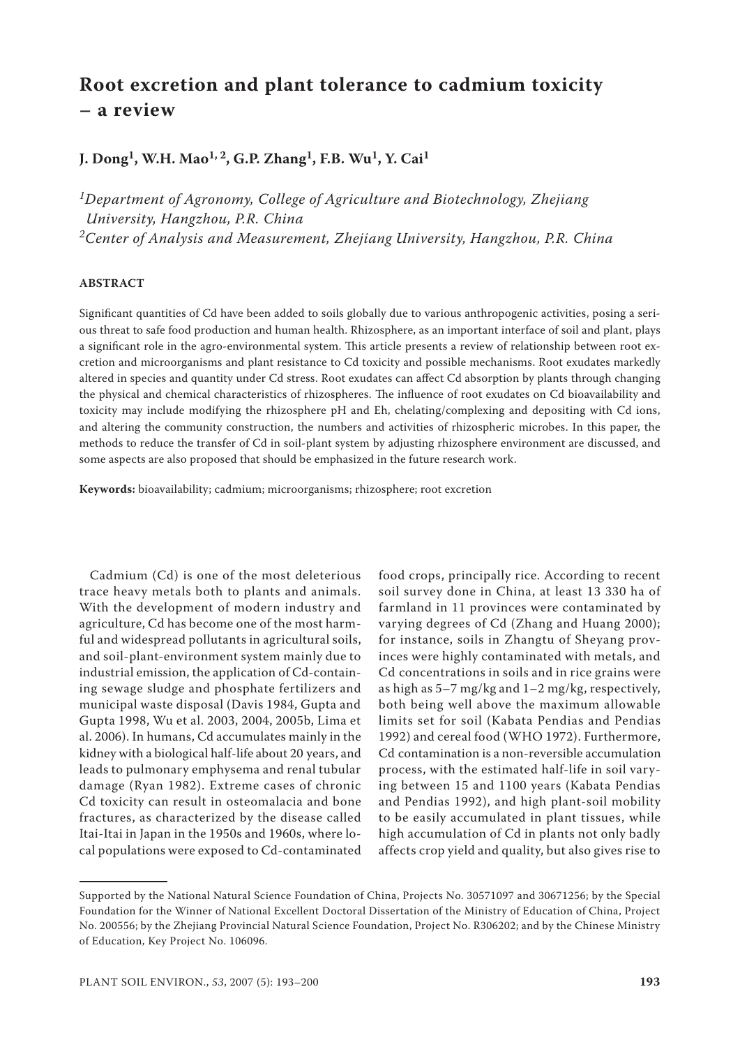# Root excretion and plant tolerance to cadmium toxicity – a review

**J. Dong[1], W.H. Mao[1,2], G.P. Zhang[1], F.B. Wu[1], Y. Cai[1]**

*[1]Department of Agronomy, College of Agriculture and Biotechnology, Zhejiang University, Hangzhou, P.R. China*
*[2]Center of Analysis and Measurement, Zhejiang University, Hangzhou, P.R. China*

## ABSTRACT

Significant quantities of Cd have been added to soils globally due to various anthropogenic activities, posing a serious threat to safe food production and human health. Rhizosphere, as an important interface of soil and plant, plays a significant role in the agro-environmental system. This article presents a review of relationship between root excretion and microorganisms and plant resistance to Cd toxicity and possible mechanisms. Root exudates markedly altered in species and quantity under Cd stress. Root exudates can affect Cd absorption by plants through changing the physical and chemical characteristics of rhizospheres. The influence of root exudates on Cd bioavailability and toxicity may include modifying the rhizosphere pH and Eh, chelating/complexing and depositing with Cd ions, and altering the community construction, the numbers and activities of rhizospheric microbes. In this paper, the methods to reduce the transfer of Cd in soil-plant system by adjusting rhizosphere environment are discussed, and some aspects are also proposed that should be emphasized in the future research work.

**Keywords:** bioavailability; cadmium; microorganisms; rhizosphere; root excretion

Cadmium (Cd) is one of the most deleterious trace heavy metals both to plants and animals. With the development of modern industry and agriculture, Cd has become one of the most harmful and widespread pollutants in agricultural soils, and soil-plant-environment system mainly due to industrial emission, the application of Cd-containing sewage sludge and phosphate fertilizers and municipal waste disposal (Davis 1984, Gupta and Gupta 1998, Wu et al. 2003, 2004, 2005b, Lima et al. 2006). In humans, Cd accumulates mainly in the kidney with a biological half-life about 20 years, and leads to pulmonary emphysema and renal tubular damage (Ryan 1982). Extreme cases of chronic Cd toxicity can result in osteomalacia and bone fractures, as characterized by the disease called Itai-Itai in Japan in the 1950s and 1960s, where local populations were exposed to Cd-contaminated food crops, principally rice. According to recent soil survey done in China, at least 13 330 ha of farmland in 11 provinces were contaminated by varying degrees of Cd (Zhang and Huang 2000); for instance, soils in Zhangtu of Sheyang provinces were highly contaminated with metals, and Cd concentrations in soils and in rice grains were as high as 5–7 mg/kg and 1–2 mg/kg, respectively, both being well above the maximum allowable limits set for soil (Kabata Pendias and Pendias 1992) and cereal food (WHO 1972). Furthermore, Cd contamination is a non-reversible accumulation process, with the estimated half-life in soil varying between 15 and 1100 years (Kabata Pendias and Pendias 1992), and high plant-soil mobility to be easily accumulated in plant tissues, while high accumulation of Cd in plants not only badly affects crop yield and quality, but also gives rise to

Supported by the National Natural Science Foundation of China, Projects No. 30571097 and 30671256; by the Special Foundation for the Winner of National Excellent Doctoral Dissertation of the Ministry of Education of China, Project No. 200556; by the Zhejiang Provincial Natural Science Foundation, Project No. R306202; and by the Chinese Ministry of Education, Key Project No. 106096.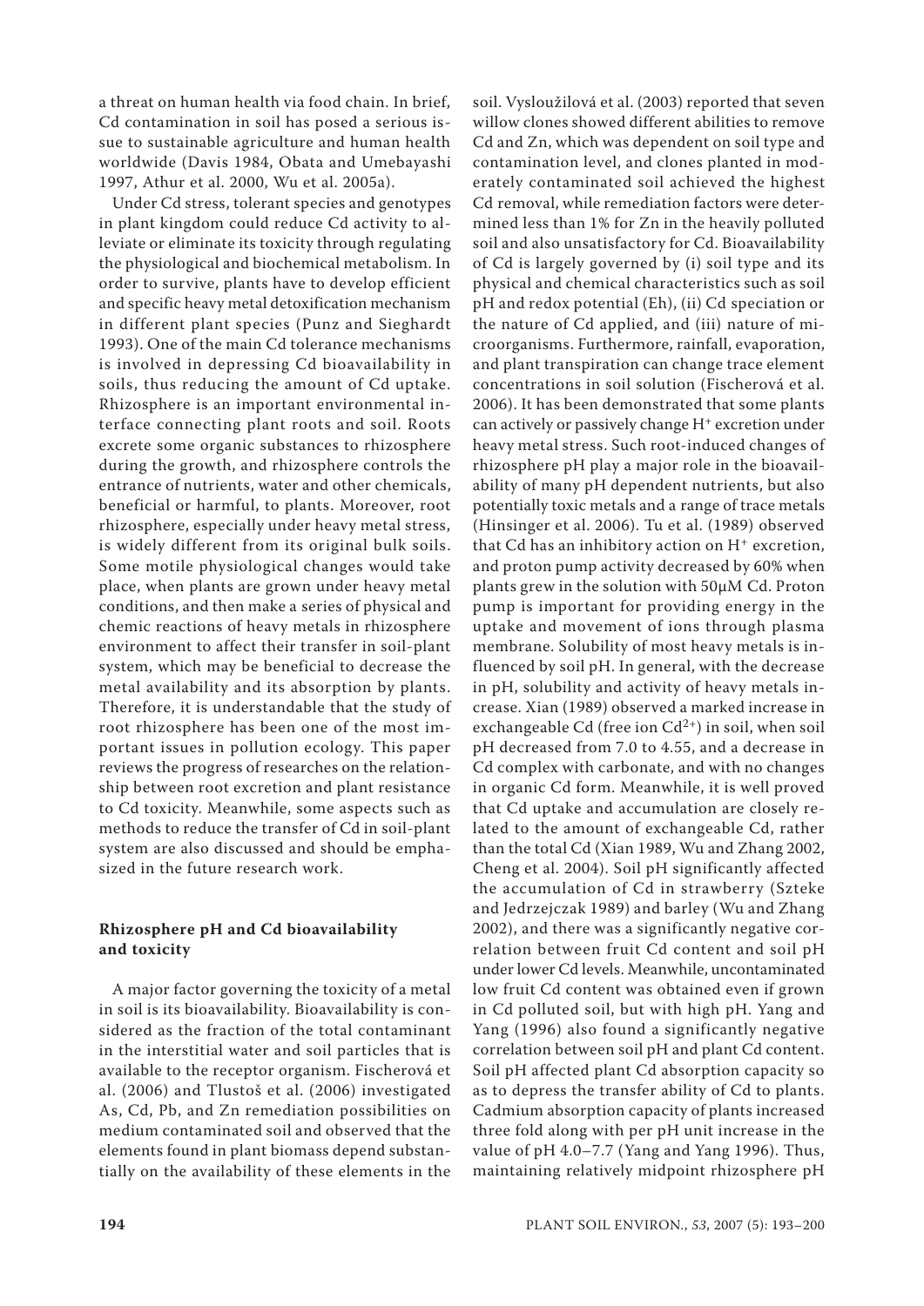a threat on human health via food chain. In brief, Cd contamination in soil has posed a serious issue to sustainable agriculture and human health worldwide (Davis 1984, Obata and Umebayashi 1997, Athur et al. 2000, Wu et al. 2005a).

Under Cd stress, tolerant species and genotypes in plant kingdom could reduce Cd activity to alleviate or eliminate its toxicity through regulating the physiological and biochemical metabolism. In order to survive, plants have to develop efficient and specific heavy metal detoxification mechanism in different plant species (Punz and Sieghardt 1993). One of the main Cd tolerance mechanisms is involved in depressing Cd bioavailability in soils, thus reducing the amount of Cd uptake. Rhizosphere is an important environmental interface connecting plant roots and soil. Roots excrete some organic substances to rhizosphere during the growth, and rhizosphere controls the entrance of nutrients, water and other chemicals, beneficial or harmful, to plants. Moreover, root rhizosphere, especially under heavy metal stress, is widely different from its original bulk soils. Some motile physiological changes would take place, when plants are grown under heavy metal conditions, and then make a series of physical and chemic reactions of heavy metals in rhizosphere environment to affect their transfer in soil-plant system, which may be beneficial to decrease the metal availability and its absorption by plants. Therefore, it is understandable that the study of root rhizosphere has been one of the most important issues in pollution ecology. This paper reviews the progress of researches on the relationship between root excretion and plant resistance to Cd toxicity. Meanwhile, some aspects such as methods to reduce the transfer of Cd in soil-plant system are also discussed and should be emphasized in the future research work.

## Rhizosphere pH and Cd bioavailability and toxicity

A major factor governing the toxicity of a metal in soil is its bioavailability. Bioavailability is considered as the fraction of the total contaminant in the interstitial water and soil particles that is available to the receptor organism. Fischerová et al. (2006) and Tlustoš et al. (2006) investigated As, Cd, Pb, and Zn remediation possibilities on medium contaminated soil and observed that the elements found in plant biomass depend substantially on the availability of these elements in the soil. Vysloužilová et al. (2003) reported that seven willow clones showed different abilities to remove Cd and Zn, which was dependent on soil type and contamination level, and clones planted in moderately contaminated soil achieved the highest Cd removal, while remediation factors were determined less than 1% for Zn in the heavily polluted soil and also unsatisfactory for Cd. Bioavailability of Cd is largely governed by (i) soil type and its physical and chemical characteristics such as soil pH and redox potential (Eh), (ii) Cd speciation or the nature of Cd applied, and (iii) nature of microorganisms. Furthermore, rainfall, evaporation, and plant transpiration can change trace element concentrations in soil solution (Fischerová et al. 2006). It has been demonstrated that some plants can actively or passively change $H^+$ excretion under heavy metal stress. Such root-induced changes of rhizosphere pH play a major role in the bioavailability of many pH dependent nutrients, but also potentially toxic metals and a range of trace metals (Hinsinger et al. 2006). Tu et al. (1989) observed that Cd has an inhibitory action on $H^+$ excretion, and proton pump activity decreased by 60% when plants grew in the solution with 50μM Cd. Proton pump is important for providing energy in the uptake and movement of ions through plasma membrane. Solubility of most heavy metals is influenced by soil pH. In general, with the decrease in pH, solubility and activity of heavy metals increase. Xian (1989) observed a marked increase in exchangeable Cd (free ion $Cd^{2+}$) in soil, when soil pH decreased from 7.0 to 4.55, and a decrease in Cd complex with carbonate, and with no changes in organic Cd form. Meanwhile, it is well proved that Cd uptake and accumulation are closely related to the amount of exchangeable Cd, rather than the total Cd (Xian 1989, Wu and Zhang 2002, Cheng et al. 2004). Soil pH significantly affected the accumulation of Cd in strawberry (Szteke and Jedrzejczak 1989) and barley (Wu and Zhang 2002), and there was a significantly negative correlation between fruit Cd content and soil pH under lower Cd levels. Meanwhile, uncontaminated low fruit Cd content was obtained even if grown in Cd polluted soil, but with high pH. Yang and Yang (1996) also found a significantly negative correlation between soil pH and plant Cd content. Soil pH affected plant Cd absorption capacity so as to depress the transfer ability of Cd to plants. Cadmium absorption capacity of plants increased three fold along with per pH unit increase in the value of pH 4.0–7.7 (Yang and Yang 1996). Thus, maintaining relatively midpoint rhizosphere pH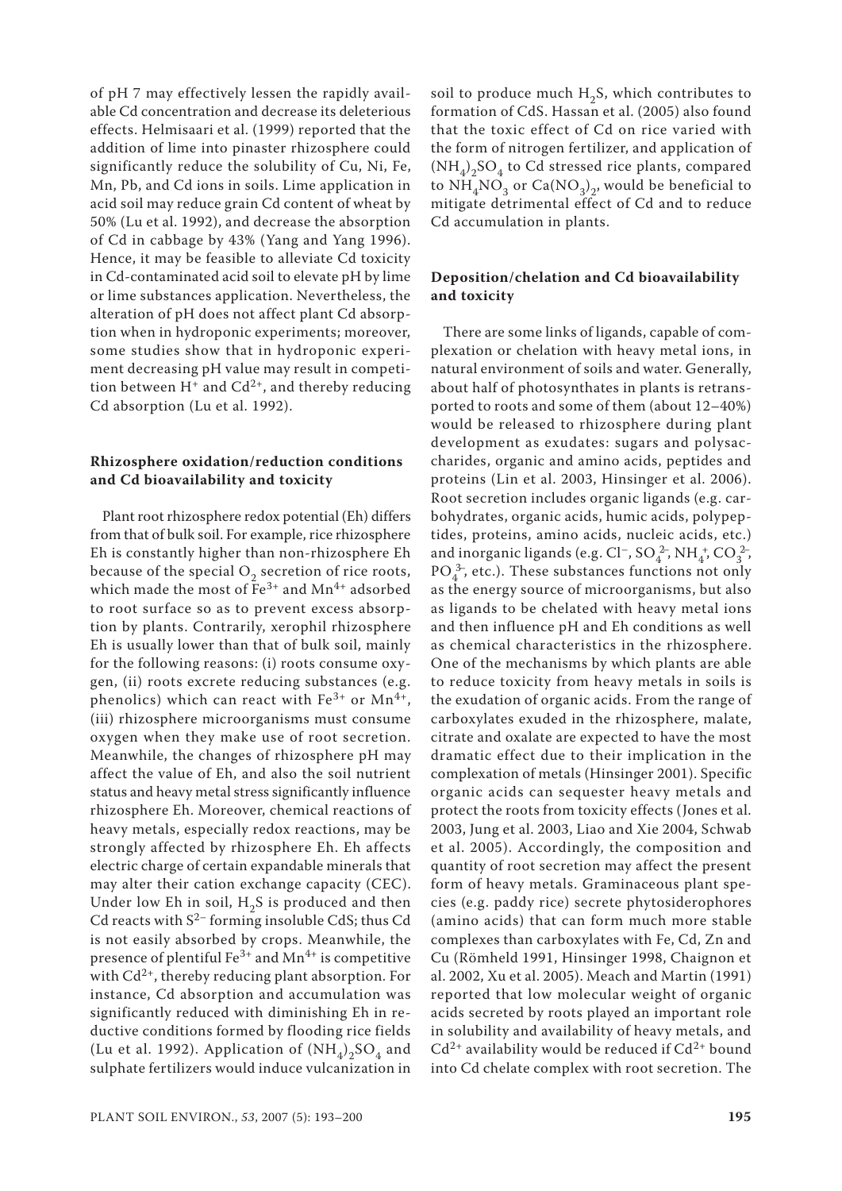of pH 7 may effectively lessen the rapidly available Cd concentration and decrease its deleterious effects. Helmisaari et al. (1999) reported that the addition of lime into pinaster rhizosphere could significantly reduce the solubility of Cu, Ni, Fe, Mn, Pb, and Cd ions in soils. Lime application in acid soil may reduce grain Cd content of wheat by 50% (Lu et al. 1992), and decrease the absorption of Cd in cabbage by 43% (Yang and Yang 1996). Hence, it may be feasible to alleviate Cd toxicity in Cd-contaminated acid soil to elevate pH by lime or lime substances application. Nevertheless, the alteration of pH does not affect plant Cd absorption when in hydroponic experiments; moreover, some studies show that in hydroponic experiment decreasing pH value may result in competition between $H^+$ and $Cd^{2+}$, and thereby reducing Cd absorption (Lu et al. 1992).

### Rhizosphere oxidation/reduction conditions and Cd bioavailability and toxicity

Plant root rhizosphere redox potential (Eh) differs from that of bulk soil. For example, rice rhizosphere Eh is constantly higher than non-rhizosphere Eh because of the special $O_2$ secretion of rice roots, which made the most of $Fe^{3+}$ and $Mn^{4+}$ adsorbed to root surface so as to prevent excess absorption by plants. Contrarily, xerophil rhizosphere Eh is usually lower than that of bulk soil, mainly for the following reasons: (i) roots consume oxygen, (ii) roots excrete reducing substances (e.g. phenolics) which can react with $Fe^{3+}$ or $Mn^{4+}$, (iii) rhizosphere microorganisms must consume oxygen when they make use of root secretion. Meanwhile, the changes of rhizosphere pH may affect the value of Eh, and also the soil nutrient status and heavy metal stress significantly influence rhizosphere Eh. Moreover, chemical reactions of heavy metals, especially redox reactions, may be strongly affected by rhizosphere Eh. Eh affects electric charge of certain expandable minerals that may alter their cation exchange capacity (CEC). Under low Eh in soil, $H_2S$ is produced and then Cd reacts with $S^{2-}$ forming insoluble CdS; thus Cd is not easily absorbed by crops. Meanwhile, the presence of plentiful $Fe^{3+}$ and $Mn^{4+}$ is competitive with $Cd^{2+}$, thereby reducing plant absorption. For instance, Cd absorption and accumulation was significantly reduced with diminishing Eh in reductive conditions formed by flooding rice fields (Lu et al. 1992). Application of $(NH_4)_2SO_4$ and sulphate fertilizers would induce vulcanization in soil to produce much $H_2S$, which contributes to formation of CdS. Hassan et al. (2005) also found that the toxic effect of Cd on rice varied with the form of nitrogen fertilizer, and application of $(NH_4)_2SO_4$ to Cd stressed rice plants, compared to $NH_4NO_3$ or $Ca(NO_3)_2$, would be beneficial to mitigate detrimental effect of Cd and to reduce Cd accumulation in plants.

### Deposition/chelation and Cd bioavailability and toxicity

There are some links of ligands, capable of complexation or chelation with heavy metal ions, in natural environment of soils and water. Generally, about half of photosynthates in plants is retransported to roots and some of them (about 12–40%) would be released to rhizosphere during plant development as exudates: sugars and polysaccharides, organic and amino acids, peptides and proteins (Lin et al. 2003, Hinsinger et al. 2006). Root secretion includes organic ligands (e.g. carbohydrates, organic acids, humic acids, polypeptides, proteins, amino acids, nucleic acids, etc.) and inorganic ligands (e.g. $Cl^-$, $SO_4^{2-}$, $NH_4^+$, $CO_3^{2-}$, $PO_4^{3-}$, etc.). These substances functions not only as the energy source of microorganisms, but also as ligands to be chelated with heavy metal ions and then influence pH and Eh conditions as well as chemical characteristics in the rhizosphere. One of the mechanisms by which plants are able to reduce toxicity from heavy metals in soils is the exudation of organic acids. From the range of carboxylates exuded in the rhizosphere, malate, citrate and oxalate are expected to have the most dramatic effect due to their implication in the complexation of metals (Hinsinger 2001). Specific organic acids can sequester heavy metals and protect the roots from toxicity effects (Jones et al. 2003, Jung et al. 2003, Liao and Xie 2004, Schwab et al. 2005). Accordingly, the composition and quantity of root secretion may affect the present form of heavy metals. Graminaceous plant species (e.g. paddy rice) secrete phytosiderophores (amino acids) that can form much more stable complexes than carboxylates with Fe, Cd, Zn and Cu (Römheld 1991, Hinsinger 1998, Chaignon et al. 2002, Xu et al. 2005). Meach and Martin (1991) reported that low molecular weight of organic acids secreted by roots played an important role in solubility and availability of heavy metals, and $Cd^{2+}$ availability would be reduced if $Cd^{2+}$ bound into Cd chelate complex with root secretion. The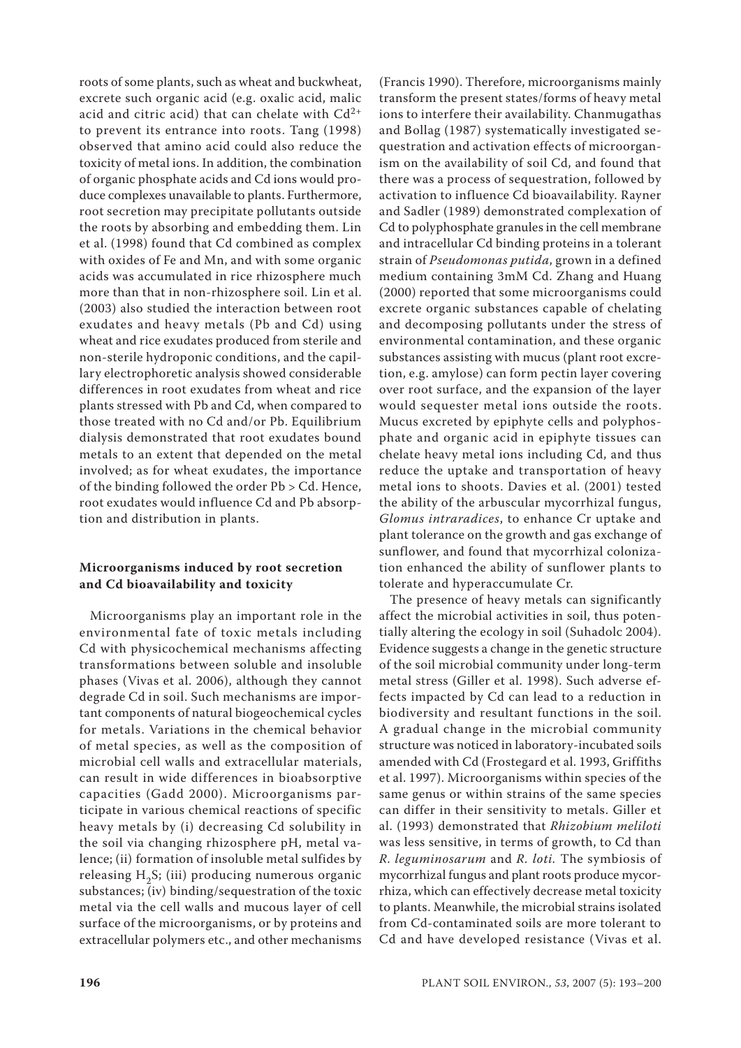roots of some plants, such as wheat and buckwheat, excrete such organic acid (e.g. oxalic acid, malic acid and citric acid) that can chelate with $Cd^{2+}$ to prevent its entrance into roots. Tang (1998) observed that amino acid could also reduce the toxicity of metal ions. In addition, the combination of organic phosphate acids and Cd ions would produce complexes unavailable to plants. Furthermore, root secretion may precipitate pollutants outside the roots by absorbing and embedding them. Lin et al. (1998) found that Cd combined as complex with oxides of Fe and Mn, and with some organic acids was accumulated in rice rhizosphere much more than that in non-rhizosphere soil. Lin et al. (2003) also studied the interaction between root exudates and heavy metals (Pb and Cd) using wheat and rice exudates produced from sterile and non-sterile hydroponic conditions, and the capillary electrophoretic analysis showed considerable differences in root exudates from wheat and rice plants stressed with Pb and Cd, when compared to those treated with no Cd and/or Pb. Equilibrium dialysis demonstrated that root exudates bound metals to an extent that depended on the metal involved; as for wheat exudates, the importance of the binding followed the order Pb > Cd. Hence, root exudates would influence Cd and Pb absorption and distribution in plants.

## Microorganisms induced by root secretion and Cd bioavailability and toxicity

Microorganisms play an important role in the environmental fate of toxic metals including Cd with physicochemical mechanisms affecting transformations between soluble and insoluble phases (Vivas et al. 2006), although they cannot degrade Cd in soil. Such mechanisms are important components of natural biogeochemical cycles for metals. Variations in the chemical behavior of metal species, as well as the composition of microbial cell walls and extracellular materials, can result in wide differences in bioabsorptive capacities (Gadd 2000). Microorganisms participate in various chemical reactions of specific heavy metals by (i) decreasing Cd solubility in the soil via changing rhizosphere pH, metal valence; (ii) formation of insoluble metal sulfides by releasing $H_2S$; (iii) producing numerous organic substances; (iv) binding/sequestration of the toxic metal via the cell walls and mucous layer of cell surface of the microorganisms, or by proteins and extracellular polymers etc., and other mechanisms (Francis 1990). Therefore, microorganisms mainly transform the present states/forms of heavy metal ions to interfere their availability. Chanmugathas and Bollag (1987) systematically investigated sequestration and activation effects of microorganism on the availability of soil Cd, and found that there was a process of sequestration, followed by activation to influence Cd bioavailability. Rayner and Sadler (1989) demonstrated complexation of Cd to polyphosphate granules in the cell membrane and intracellular Cd binding proteins in a tolerant strain of *Pseudomonas putida*, grown in a defined medium containing 3mM Cd. Zhang and Huang (2000) reported that some microorganisms could excrete organic substances capable of chelating and decomposing pollutants under the stress of environmental contamination, and these organic substances assisting with mucus (plant root excretion, e.g. amylose) can form pectin layer covering over root surface, and the expansion of the layer would sequester metal ions outside the roots. Mucus excreted by epiphyte cells and polyphosphate and organic acid in epiphyte tissues can chelate heavy metal ions including Cd, and thus reduce the uptake and transportation of heavy metal ions to shoots. Davies et al. (2001) tested the ability of the arbuscular mycorrhizal fungus, *Glomus intraradices*, to enhance Cr uptake and plant tolerance on the growth and gas exchange of sunflower, and found that mycorrhizal colonization enhanced the ability of sunflower plants to tolerate and hyperaccumulate Cr.

The presence of heavy metals can significantly affect the microbial activities in soil, thus potentially altering the ecology in soil (Suhadolc 2004). Evidence suggests a change in the genetic structure of the soil microbial community under long-term metal stress (Giller et al. 1998). Such adverse effects impacted by Cd can lead to a reduction in biodiversity and resultant functions in the soil. A gradual change in the microbial community structure was noticed in laboratory-incubated soils amended with Cd (Frostegard et al. 1993, Griffiths et al. 1997). Microorganisms within species of the same genus or within strains of the same species can differ in their sensitivity to metals. Giller et al. (1993) demonstrated that *Rhizobium meliloti* was less sensitive, in terms of growth, to Cd than *R. leguminosarum* and *R. loti.* The symbiosis of mycorrhizal fungus and plant roots produce mycorrhiza, which can effectively decrease metal toxicity to plants. Meanwhile, the microbial strains isolated from Cd-contaminated soils are more tolerant to Cd and have developed resistance (Vivas et al.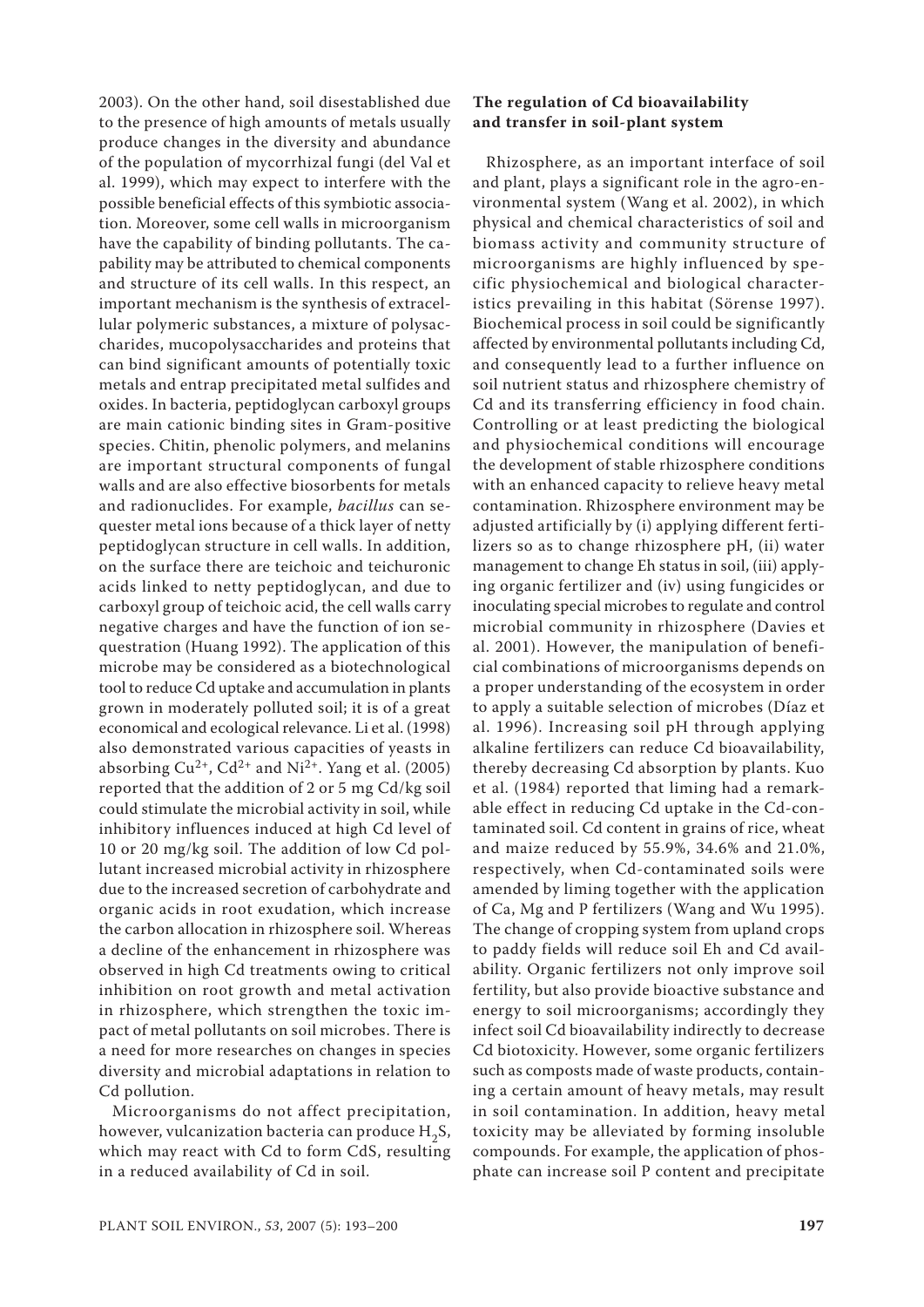2003). On the other hand, soil disestablished due to the presence of high amounts of metals usually produce changes in the diversity and abundance of the population of mycorrhizal fungi (del Val et al. 1999), which may expect to interfere with the possible beneficial effects of this symbiotic association. Moreover, some cell walls in microorganism have the capability of binding pollutants. The capability may be attributed to chemical components and structure of its cell walls. In this respect, an important mechanism is the synthesis of extracellular polymeric substances, a mixture of polysaccharides, mucopolysaccharides and proteins that can bind significant amounts of potentially toxic metals and entrap precipitated metal sulfides and oxides. In bacteria, peptidoglycan carboxyl groups are main cationic binding sites in Gram-positive species. Chitin, phenolic polymers, and melanins are important structural components of fungal walls and are also effective biosorbents for metals and radionuclides. For example, *bacillus* can sequester metal ions because of a thick layer of netty peptidoglycan structure in cell walls. In addition, on the surface there are teichoic and teichuronic acids linked to netty peptidoglycan, and due to carboxyl group of teichoic acid, the cell walls carry negative charges and have the function of ion sequestration (Huang 1992). The application of this microbe may be considered as a biotechnological tool to reduce Cd uptake and accumulation in plants grown in moderately polluted soil; it is of a great economical and ecological relevance. Li et al. (1998) also demonstrated various capacities of yeasts in absorbing $Cu^{2+}$, $Cd^{2+}$ and $Ni^{2+}$. Yang et al. (2005) reported that the addition of 2 or 5 mg Cd/kg soil could stimulate the microbial activity in soil, while inhibitory influences induced at high Cd level of 10 or 20 mg/kg soil. The addition of low Cd pollutant increased microbial activity in rhizosphere due to the increased secretion of carbohydrate and organic acids in root exudation, which increase the carbon allocation in rhizosphere soil. Whereas a decline of the enhancement in rhizosphere was observed in high Cd treatments owing to critical inhibition on root growth and metal activation in rhizosphere, which strengthen the toxic impact of metal pollutants on soil microbes. There is a need for more researches on changes in species diversity and microbial adaptations in relation to Cd pollution.

Microorganisms do not affect precipitation, however, vulcanization bacteria can produce $H_2S$, which may react with Cd to form CdS, resulting in a reduced availability of Cd in soil.

## The regulation of Cd bioavailability and transfer in soil-plant system

Rhizosphere, as an important interface of soil and plant, plays a significant role in the agro-environmental system (Wang et al. 2002), in which physical and chemical characteristics of soil and biomass activity and community structure of microorganisms are highly influenced by specific physiochemical and biological characteristics prevailing in this habitat (Sörense 1997). Biochemical process in soil could be significantly affected by environmental pollutants including Cd, and consequently lead to a further influence on soil nutrient status and rhizosphere chemistry of Cd and its transferring efficiency in food chain. Controlling or at least predicting the biological and physiochemical conditions will encourage the development of stable rhizosphere conditions with an enhanced capacity to relieve heavy metal contamination. Rhizosphere environment may be adjusted artificially by (i) applying different fertilizers so as to change rhizosphere pH, (ii) water management to change Eh status in soil, (iii) applying organic fertilizer and (iv) using fungicides or inoculating special microbes to regulate and control microbial community in rhizosphere (Davies et al. 2001). However, the manipulation of beneficial combinations of microorganisms depends on a proper understanding of the ecosystem in order to apply a suitable selection of microbes (Díaz et al. 1996). Increasing soil pH through applying alkaline fertilizers can reduce Cd bioavailability, thereby decreasing Cd absorption by plants. Kuo et al. (1984) reported that liming had a remarkable effect in reducing Cd uptake in the Cd-contaminated soil. Cd content in grains of rice, wheat and maize reduced by 55.9%, 34.6% and 21.0%, respectively, when Cd-contaminated soils were amended by liming together with the application of Ca, Mg and P fertilizers (Wang and Wu 1995). The change of cropping system from upland crops to paddy fields will reduce soil Eh and Cd availability. Organic fertilizers not only improve soil fertility, but also provide bioactive substance and energy to soil microorganisms; accordingly they infect soil Cd bioavailability indirectly to decrease Cd biotoxicity. However, some organic fertilizers such as composts made of waste products, containing a certain amount of heavy metals, may result in soil contamination. In addition, heavy metal toxicity may be alleviated by forming insoluble compounds. For example, the application of phosphate can increase soil P content and precipitate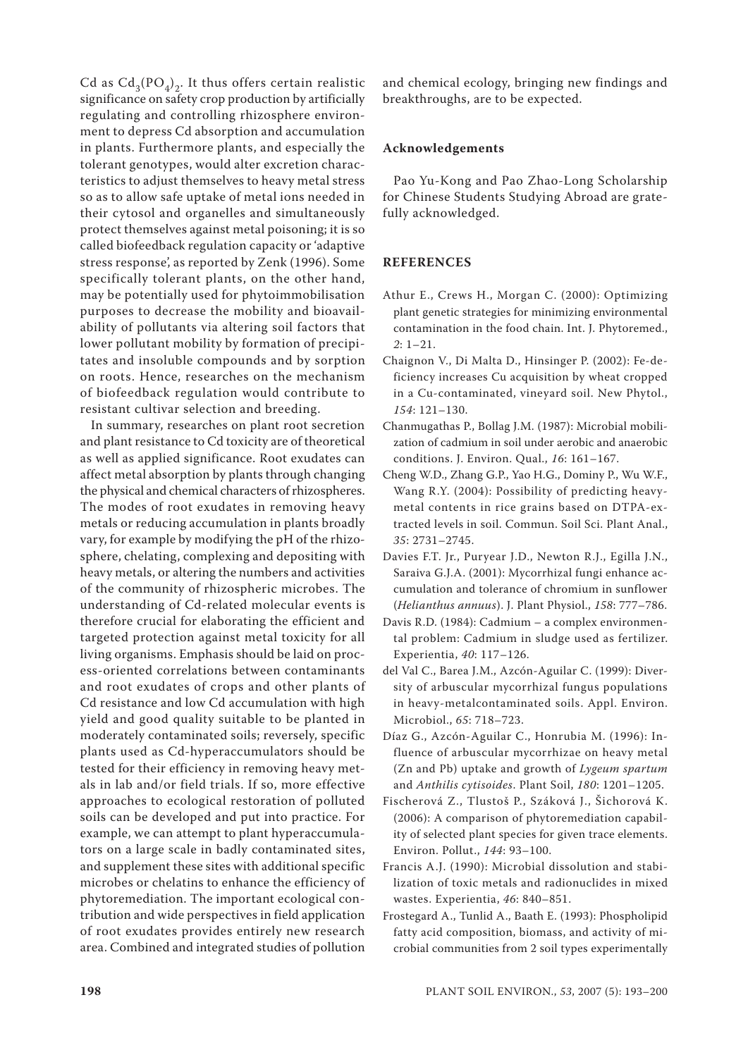Cd as $Cd_3(PO_4)_2$. It thus offers certain realistic significance on safety crop production by artificially regulating and controlling rhizosphere environment to depress Cd absorption and accumulation in plants. Furthermore plants, and especially the tolerant genotypes, would alter excretion characteristics to adjust themselves to heavy metal stress so as to allow safe uptake of metal ions needed in their cytosol and organelles and simultaneously protect themselves against metal poisoning; it is so called biofeedback regulation capacity or 'adaptive stress response', as reported by Zenk (1996). Some specifically tolerant plants, on the other hand, may be potentially used for phytoimmobilisation purposes to decrease the mobility and bioavailability of pollutants via altering soil factors that lower pollutant mobility by formation of precipitates and insoluble compounds and by sorption on roots. Hence, researches on the mechanism of biofeedback regulation would contribute to resistant cultivar selection and breeding.

In summary, researches on plant root secretion and plant resistance to Cd toxicity are of theoretical as well as applied significance. Root exudates can affect metal absorption by plants through changing the physical and chemical characters of rhizospheres. The modes of root exudates in removing heavy metals or reducing accumulation in plants broadly vary, for example by modifying the pH of the rhizosphere, chelating, complexing and depositing with heavy metals, or altering the numbers and activities of the community of rhizospheric microbes. The understanding of Cd-related molecular events is therefore crucial for elaborating the efficient and targeted protection against metal toxicity for all living organisms. Emphasis should be laid on process-oriented correlations between contaminants and root exudates of crops and other plants of Cd resistance and low Cd accumulation with high yield and good quality suitable to be planted in moderately contaminated soils; reversely, specific plants used as Cd-hyperaccumulators should be tested for their efficiency in removing heavy metals in lab and/or field trials. If so, more effective approaches to ecological restoration of polluted soils can be developed and put into practice. For example, we can attempt to plant hyperaccumulators on a large scale in badly contaminated sites, and supplement these sites with additional specific microbes or chelatins to enhance the efficiency of phytoremediation. The important ecological contribution and wide perspectives in field application of root exudates provides entirely new research area. Combined and integrated studies of pollution and chemical ecology, bringing new findings and breakthroughs, are to be expected.

### Acknowledgements

Pao Yu-Kong and Pao Zhao-Long Scholarship for Chinese Students Studying Abroad are gratefully acknowledged.

## REFERENCES

Athur E., Crews H., Morgan C. (2000): Optimizing plant genetic strategies for minimizing environmental contamination in the food chain. Int. J. Phytoremed., *2*: 1–21.

Chaignon V., Di Malta D., Hinsinger P. (2002): Fe-deficiency increases Cu acquisition by wheat cropped in a Cu-contaminated, vineyard soil. New Phytol., *154*: 121–130.

Chanmugathas P., Bollag J.M. (1987): Microbial mobilization of cadmium in soil under aerobic and anaerobic conditions. J. Environ. Qual., *16*: 161–167.

Cheng W.D., Zhang G.P., Yao H.G., Dominy P., Wu W.F., Wang R.Y. (2004): Possibility of predicting heavy-metal contents in rice grains based on DTPA-extracted levels in soil. Commun. Soil Sci. Plant Anal., *35*: 2731–2745.

Davies F.T. Jr., Puryear J.D., Newton R.J., Egilla J.N., Saraiva G.J.A. (2001): Mycorrhizal fungi enhance accumulation and tolerance of chromium in sunflower (*Helianthus annuus*). J. Plant Physiol., *158*: 777–786.

Davis R.D. (1984): Cadmium – a complex environmental problem: Cadmium in sludge used as fertilizer. Experientia, *40*: 117–126.

del Val C., Barea J.M., Azcón-Aguilar C. (1999): Diversity of arbuscular mycorrhizal fungus populations in heavy-metalcontaminated soils. Appl. Environ. Microbiol., *65*: 718–723.

Díaz G., Azcón-Aguilar C., Honrubia M. (1996): Influence of arbuscular mycorrhizae on heavy metal (Zn and Pb) uptake and growth of *Lygeum spartum* and *Anthilis cytisoides*. Plant Soil, *180*: 1201–1205.

Fischerová Z., Tlustoš P., Száková J., Šichorová K. (2006): A comparison of phytoremediation capability of selected plant species for given trace elements. Environ. Pollut., *144*: 93–100.

Francis A.J. (1990): Microbial dissolution and stabilization of toxic metals and radionuclides in mixed wastes. Experientia, *46*: 840–851.

Frostegard A., Tunlid A., Baath E. (1993): Phospholipid fatty acid composition, biomass, and activity of microbial communities from 2 soil types experimentally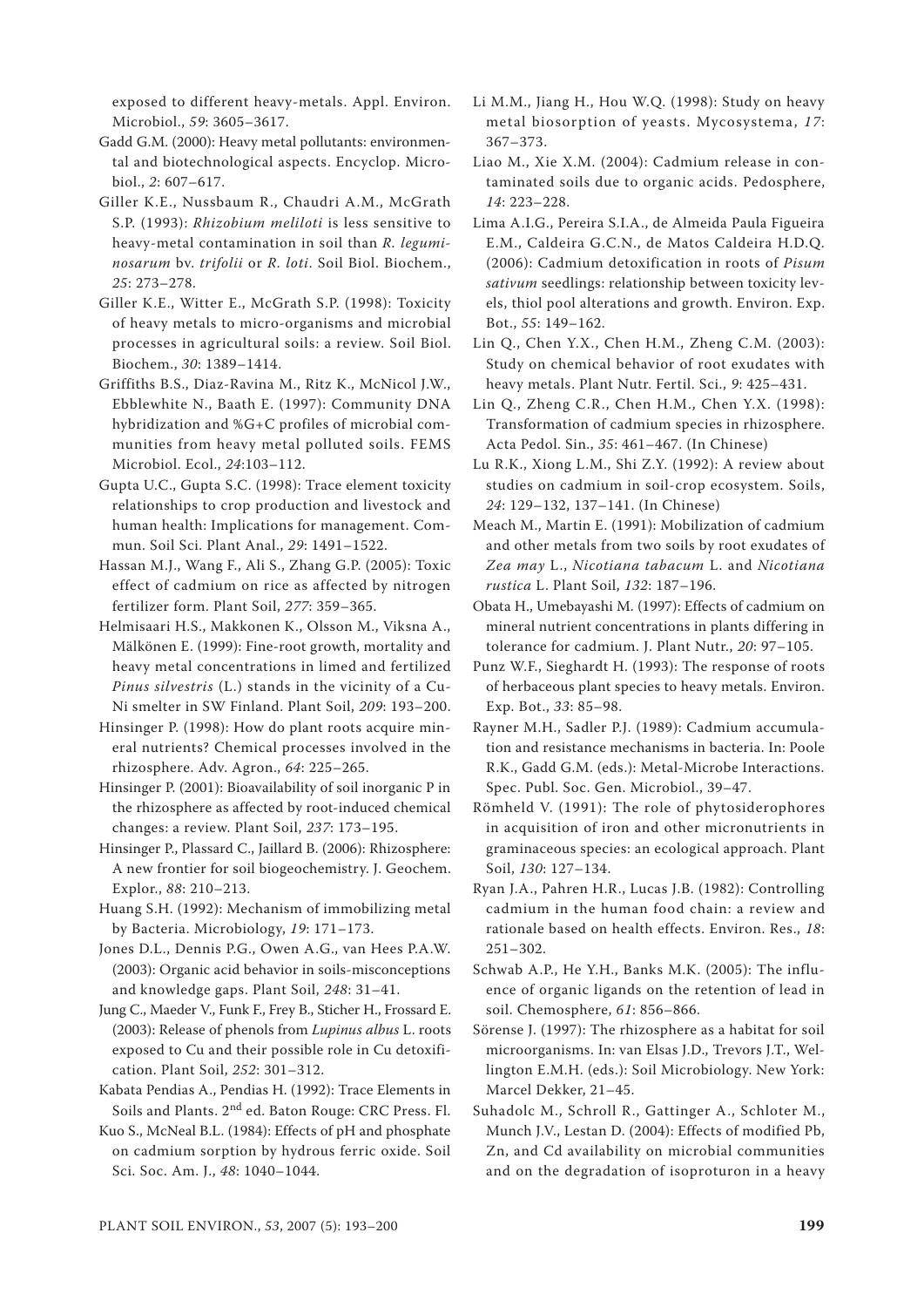exposed to different heavy-metals. Appl. Environ. Microbiol., *59*: 3605–3617.

Gadd G.M. (2000): Heavy metal pollutants: environmental and biotechnological aspects. Encyclop. Microbiol., *2*: 607–617.

Giller K.E., Nussbaum R., Chaudri A.M., McGrath S.P. (1993): *Rhizobium meliloti* is less sensitive to heavy-metal contamination in soil than *R. leguminosarum* bv. *trifolii* or *R. loti*. Soil Biol. Biochem., *25*: 273–278.

Giller K.E., Witter E., McGrath S.P. (1998): Toxicity of heavy metals to micro-organisms and microbial processes in agricultural soils: a review. Soil Biol. Biochem., *30*: 1389–1414.

Griffiths B.S., Diaz-Ravina M., Ritz K., McNicol J.W., Ebblewhite N., Baath E. (1997): Community DNA hybridization and %G+C profiles of microbial communities from heavy metal polluted soils. FEMS Microbiol. Ecol., *24*:103–112.

Gupta U.C., Gupta S.C. (1998): Trace element toxicity relationships to crop production and livestock and human health: Implications for management. Commun. Soil Sci. Plant Anal., *29*: 1491–1522.

Hassan M.J., Wang F., Ali S., Zhang G.P. (2005): Toxic effect of cadmium on rice as affected by nitrogen fertilizer form. Plant Soil, *277*: 359–365.

Helmisaari H.S., Makkonen K., Olsson M., Viksna A., Mälkönen E. (1999): Fine-root growth, mortality and heavy metal concentrations in limed and fertilized *Pinus silvestris* (L.) stands in the vicinity of a Cu-Ni smelter in SW Finland. Plant Soil, *209*: 193–200.

Hinsinger P. (1998): How do plant roots acquire mineral nutrients? Chemical processes involved in the rhizosphere. Adv. Agron., *64*: 225–265.

Hinsinger P. (2001): Bioavailability of soil inorganic P in the rhizosphere as affected by root-induced chemical changes: a review. Plant Soil, *237*: 173–195.

Hinsinger P., Plassard C., Jaillard B. (2006): Rhizosphere: A new frontier for soil biogeochemistry. J. Geochem. Explor., *88*: 210–213.

Huang S.H. (1992): Mechanism of immobilizing metal by Bacteria. Microbiology, *19*: 171–173.

Jones D.L., Dennis P.G., Owen A.G., van Hees P.A.W. (2003): Organic acid behavior in soils-misconceptions and knowledge gaps. Plant Soil, *248*: 31–41.

Jung C., Maeder V., Funk F., Frey B., Sticher H., Frossard E. (2003): Release of phenols from *Lupinus albus* L. roots exposed to Cu and their possible role in Cu detoxification. Plant Soil, *252*: 301–312.

Kabata Pendias A., Pendias H. (1992): Trace Elements in Soils and Plants. 2nd ed. Baton Rouge: CRC Press. Fl.

Kuo S., McNeal B.L. (1984): Effects of pH and phosphate on cadmium sorption by hydrous ferric oxide. Soil Sci. Soc. Am. J., *48*: 1040–1044.

Li M.M., Jiang H., Hou W.Q. (1998): Study on heavy metal biosorption of yeasts. Mycosystema, *17*: 367–373.

Liao M., Xie X.M. (2004): Cadmium release in contaminated soils due to organic acids. Pedosphere, *14*: 223–228.

Lima A.I.G., Pereira S.I.A., de Almeida Paula Figueira E.M., Caldeira G.C.N., de Matos Caldeira H.D.Q. (2006): Cadmium detoxification in roots of *Pisum sativum* seedlings: relationship between toxicity levels, thiol pool alterations and growth. Environ. Exp. Bot., *55*: 149–162.

Lin Q., Chen Y.X., Chen H.M., Zheng C.M. (2003): Study on chemical behavior of root exudates with heavy metals. Plant Nutr. Fertil. Sci., *9*: 425–431.

Lin Q., Zheng C.R., Chen H.M., Chen Y.X. (1998): Transformation of cadmium species in rhizosphere. Acta Pedol. Sin., *35*: 461–467. (In Chinese)

Lu R.K., Xiong L.M., Shi Z.Y. (1992): A review about studies on cadmium in soil-crop ecosystem. Soils, *24*: 129–132, 137–141. (In Chinese)

Meach M., Martin E. (1991): Mobilization of cadmium and other metals from two soils by root exudates of *Zea may* L., *Nicotiana tabacum* L. and *Nicotiana rustica* L. Plant Soil, *132*: 187–196.

Obata H., Umebayashi M. (1997): Effects of cadmium on mineral nutrient concentrations in plants differing in tolerance for cadmium. J. Plant Nutr., *20*: 97–105.

Punz W.F., Sieghardt H. (1993): The response of roots of herbaceous plant species to heavy metals. Environ. Exp. Bot., *33*: 85–98.

Rayner M.H., Sadler P.J. (1989): Cadmium accumulation and resistance mechanisms in bacteria. In: Poole R.K., Gadd G.M. (eds.): Metal-Microbe Interactions. Spec. Publ. Soc. Gen. Microbiol., 39–47.

Römheld V. (1991): The role of phytosiderophores in acquisition of iron and other micronutrients in graminaceous species: an ecological approach. Plant Soil, *130*: 127–134.

Ryan J.A., Pahren H.R., Lucas J.B. (1982): Controlling cadmium in the human food chain: a review and rationale based on health effects. Environ. Res., *18*: 251–302.

Schwab A.P., He Y.H., Banks M.K. (2005): The influence of organic ligands on the retention of lead in soil. Chemosphere, *61*: 856–866.

Sörense J. (1997): The rhizosphere as a habitat for soil microorganisms. In: van Elsas J.D., Trevors J.T., Wellington E.M.H. (eds.): Soil Microbiology. New York: Marcel Dekker, 21–45.

Suhadolc M., Schroll R., Gattinger A., Schloter M., Munch J.V., Lestan D. (2004): Effects of modified Pb, Zn, and Cd availability on microbial communities and on the degradation of isoproturon in a heavy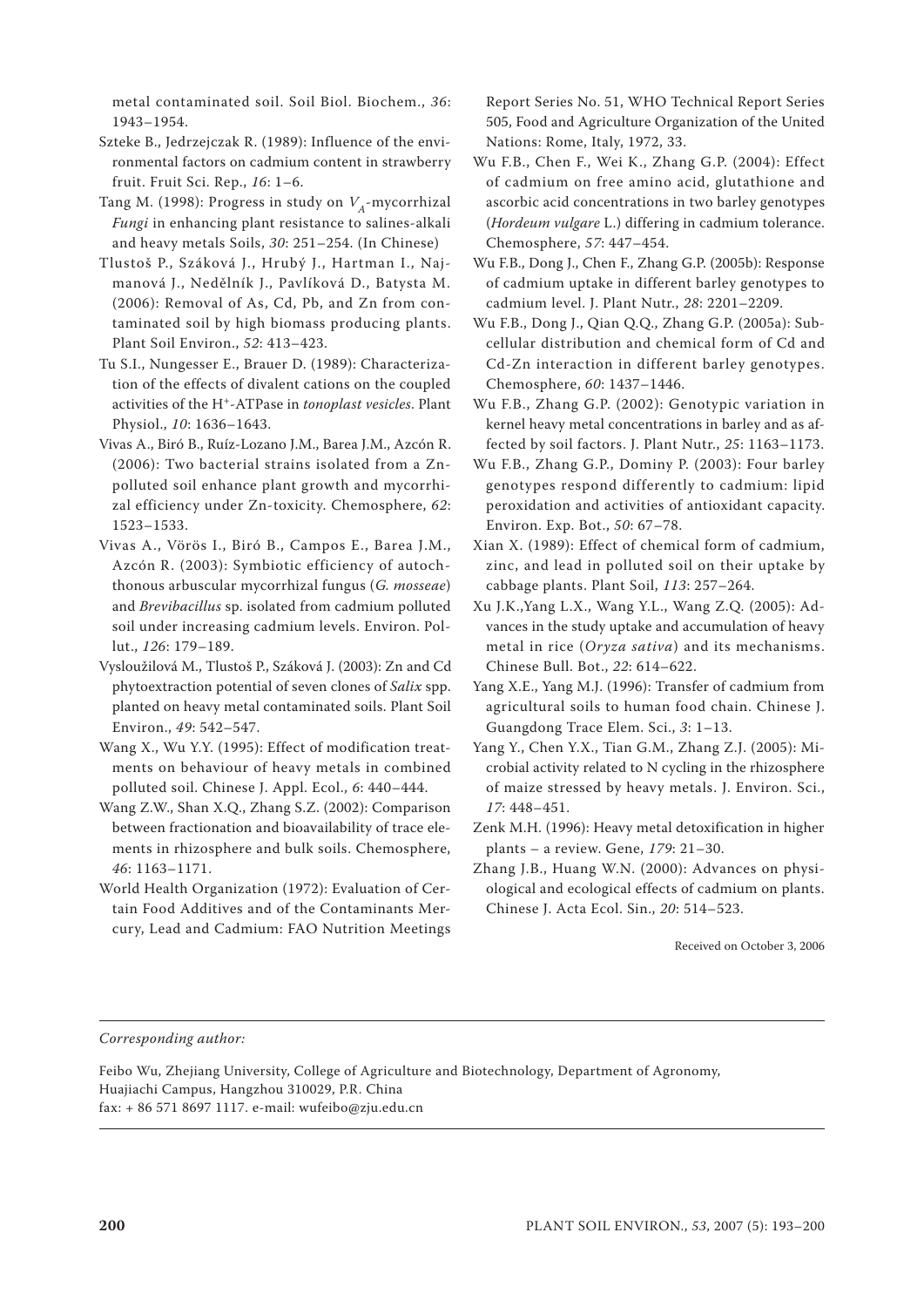metal contaminated soil. Soil Biol. Biochem., *36*: 1943–1954.

Szteke B., Jedrzejczak R. (1989): Influence of the environmental factors on cadmium content in strawberry fruit. Fruit Sci. Rep., *16*: 1–6.

Tang M. (1998): Progress in study on $V_A$-mycorrhizal *Fungi* in enhancing plant resistance to salines-alkali and heavy metals Soils, *30*: 251–254. (In Chinese)

Tlustoš P., Száková J., Hrubý J., Hartman I., Najmanová J., Nedělník J., Pavlíková D., Batysta M. (2006): Removal of As, Cd, Pb, and Zn from contaminated soil by high biomass producing plants. Plant Soil Environ., *52*: 413–423.

Tu S.I., Nungesser E., Brauer D. (1989): Characterization of the effects of divalent cations on the coupled activities of the $H^+$-ATPase in *tonoplast vesicles*. Plant Physiol., *10*: 1636–1643.

Vivas A., Biró B., Ruíz-Lozano J.M., Barea J.M., Azcón R. (2006): Two bacterial strains isolated from a Zn-polluted soil enhance plant growth and mycorrhizal efficiency under Zn-toxicity. Chemosphere, *62*: 1523–1533.

Vivas A., Vörös I., Biró B., Campos E., Barea J.M., Azcón R. (2003): Symbiotic efficiency of autochthonous arbuscular mycorrhizal fungus (*G. mosseae*) and *Brevibacillus* sp. isolated from cadmium polluted soil under increasing cadmium levels. Environ. Pollut., *126*: 179–189.

Vysloužilová M., Tlustoš P., Száková J. (2003): Zn and Cd phytoextraction potential of seven clones of *Salix* spp. planted on heavy metal contaminated soils. Plant Soil Environ., *49*: 542–547.

Wang X., Wu Y.Y. (1995): Effect of modification treatments on behaviour of heavy metals in combined polluted soil. Chinese J. Appl. Ecol., *6*: 440–444.

Wang Z.W., Shan X.Q., Zhang S.Z. (2002): Comparison between fractionation and bioavailability of trace elements in rhizosphere and bulk soils. Chemosphere, *46*: 1163–1171.

World Health Organization (1972): Evaluation of Certain Food Additives and of the Contaminants Mercury, Lead and Cadmium: FAO Nutrition Meetings Report Series No. 51, WHO Technical Report Series 505, Food and Agriculture Organization of the United Nations: Rome, Italy, 1972, 33.

Wu F.B., Chen F., Wei K., Zhang G.P. (2004): Effect of cadmium on free amino acid, glutathione and ascorbic acid concentrations in two barley genotypes (*Hordeum vulgare* L.) differing in cadmium tolerance. Chemosphere, *57*: 447–454.

Wu F.B., Dong J., Chen F., Zhang G.P. (2005b): Response of cadmium uptake in different barley genotypes to cadmium level. J. Plant Nutr., *28*: 2201–2209.

Wu F.B., Dong J., Qian Q.Q., Zhang G.P. (2005a): Subcellular distribution and chemical form of Cd and Cd-Zn interaction in different barley genotypes. Chemosphere, *60*: 1437–1446.

Wu F.B., Zhang G.P. (2002): Genotypic variation in kernel heavy metal concentrations in barley and as affected by soil factors. J. Plant Nutr., *25*: 1163–1173.

Wu F.B., Zhang G.P., Dominy P. (2003): Four barley genotypes respond differently to cadmium: lipid peroxidation and activities of antioxidant capacity. Environ. Exp. Bot., *50*: 67–78.

Xian X. (1989): Effect of chemical form of cadmium, zinc, and lead in polluted soil on their uptake by cabbage plants. Plant Soil, *113*: 257–264.

Xu J.K.,Yang L.X., Wang Y.L., Wang Z.Q. (2005): Advances in the study uptake and accumulation of heavy metal in rice (*Oryza sativa*) and its mechanisms. Chinese Bull. Bot., *22*: 614–622.

Yang X.E., Yang M.J. (1996): Transfer of cadmium from agricultural soils to human food chain. Chinese J. Guangdong Trace Elem. Sci., *3*: 1–13.

Yang Y., Chen Y.X., Tian G.M., Zhang Z.J. (2005): Microbial activity related to N cycling in the rhizosphere of maize stressed by heavy metals. J. Environ. Sci., *17*: 448–451.

Zenk M.H. (1996): Heavy metal detoxification in higher plants – a review. Gene, *179*: 21–30.

Zhang J.B., Huang W.N. (2000): Advances on physiological and ecological effects of cadmium on plants. Chinese J. Acta Ecol. Sin., *20*: 514–523.

Received on October 3, 2006

*Corresponding author:*

Feibo Wu, Zhejiang University, College of Agriculture and Biotechnology, Department of Agronomy, Huajiachi Campus, Hangzhou 310029, P.R. China
fax: + 86 571 8697 1117. e-mail: wufeibo@zju.edu.cn